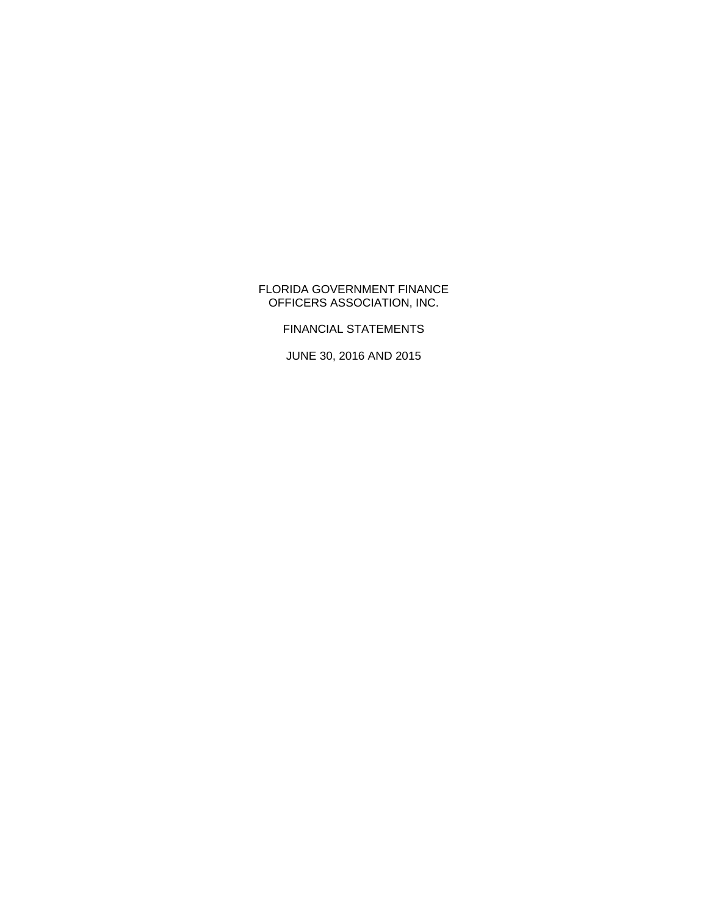# FLORIDA GOVERNMENT FINANCE OFFICERS ASSOCIATION, INC.

## FINANCIAL STATEMENTS

## JUNE 30, 2016 AND 2015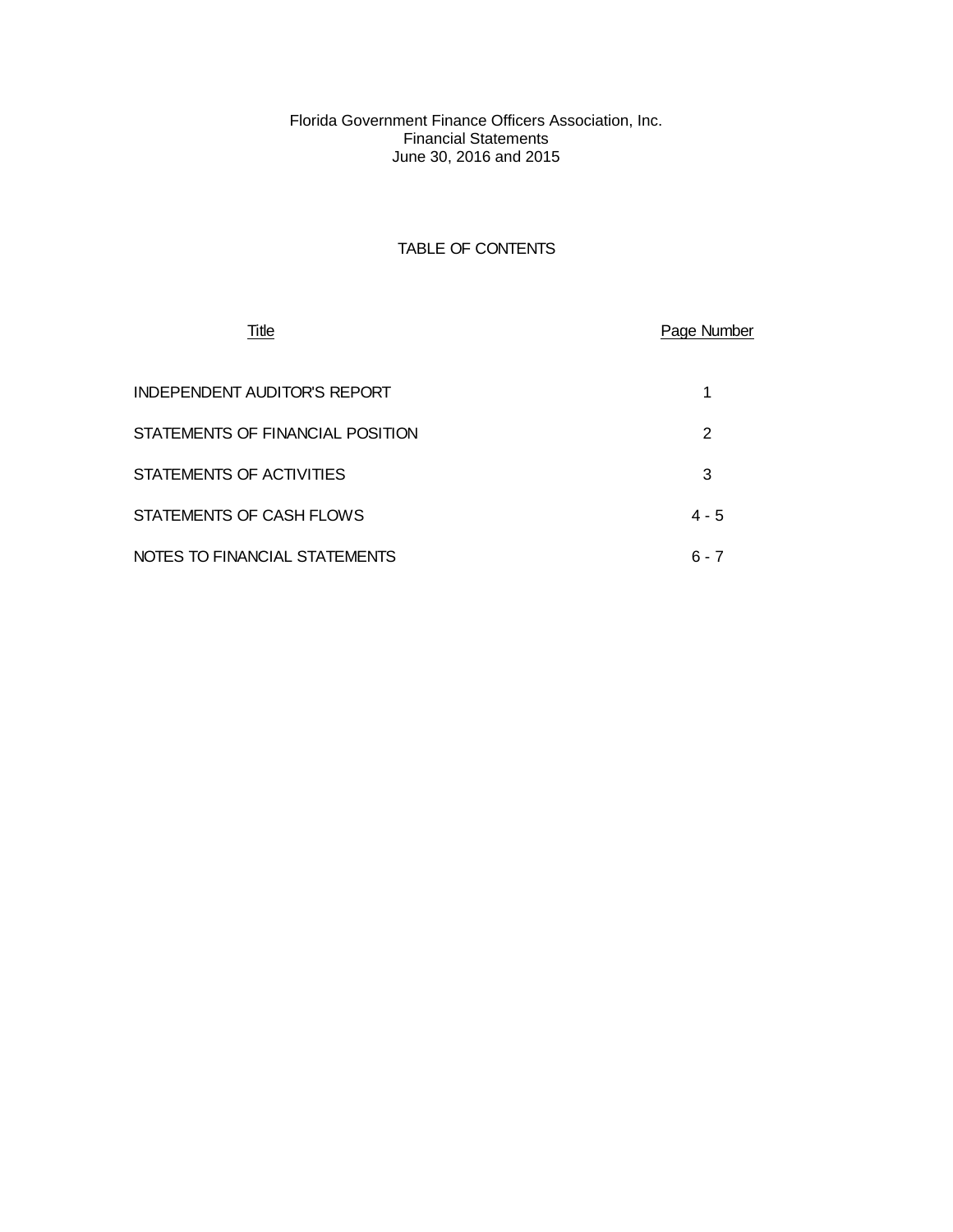Florida Government Finance Officers Association, Inc.
Financial Statements
June 30, 2016 and 2015

## TABLE OF CONTENTS

| Title | Page Number |
| --- | --- |
| INDEPENDENT AUDITOR'S REPORT | 1 |
| STATEMENTS OF FINANCIAL POSITION | 2 |
| STATEMENTS OF ACTIVITIES | 3 |
| STATEMENTS OF CASH FLOWS | 4 - 5 |
| NOTES TO FINANCIAL STATEMENTS | 6 - 7 |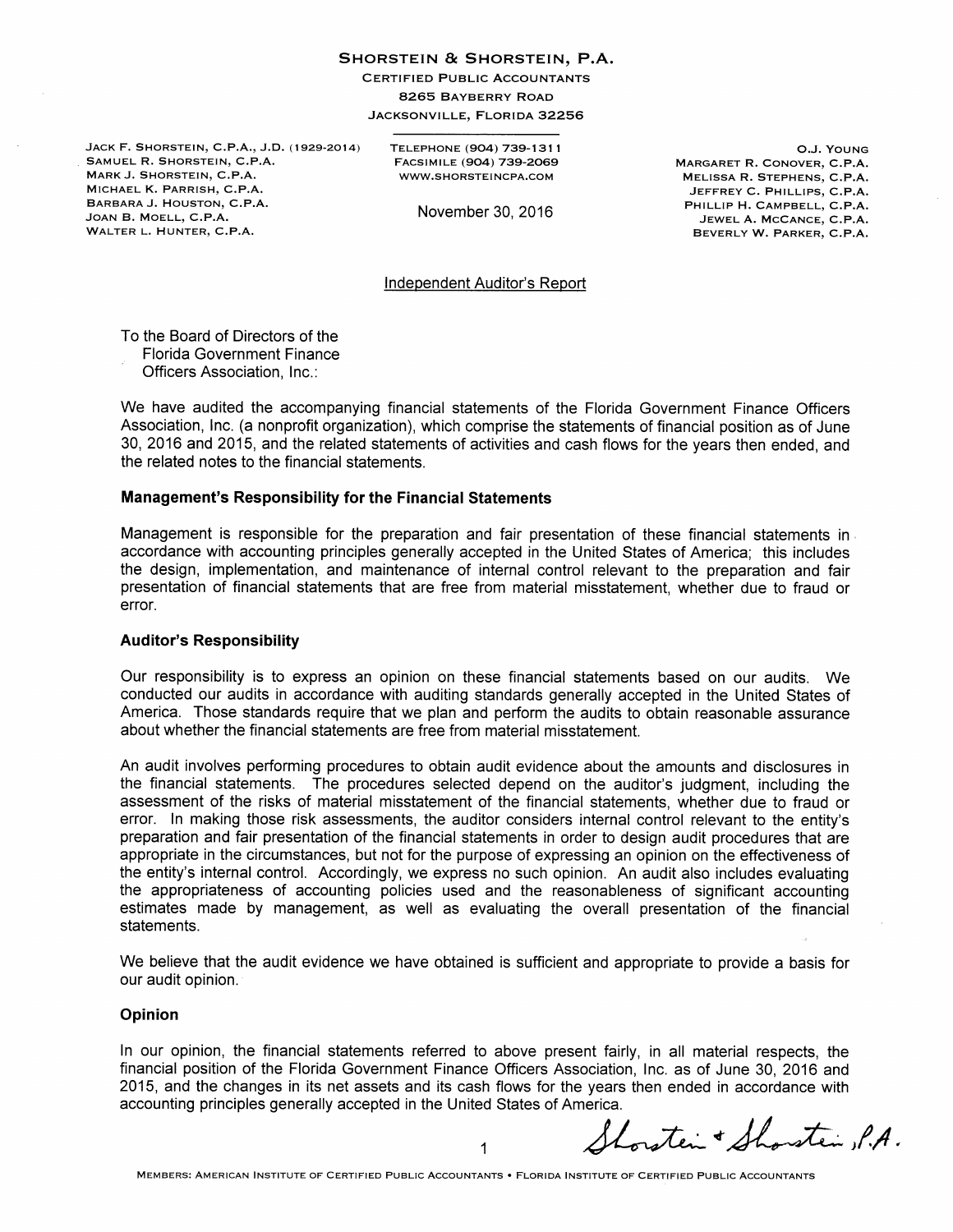**SHORSTEIN & SHORSTEIN, P.A.**
CERTIFIED PUBLIC ACCOUNTANTS
8265 BAYBERRY ROAD
JACKSONVILLE, FLORIDA 32256

JACK F. SHORSTEIN, C.P.A., J.D. (1929-2014)
SAMUEL R. SHORSTEIN, C.P.A.
MARK J. SHORSTEIN, C.P.A.
MICHAEL K. PARRISH, C.P.A.
BARBARA J. HOUSTON, C.P.A.
JOAN B. MOELL, C.P.A.
WALTER L. HUNTER, C.P.A.

TELEPHONE (904) 739-1311
FACSIMILE (904) 739-2069
WWW.SHORSTEINCPA.COM

O.J. YOUNG
MARGARET R. CONOVER, C.P.A.
MELISSA R. STEPHENS, C.P.A.
JEFFREY C. PHILLIPS, C.P.A.
PHILLIP H. CAMPBELL, C.P.A.
JEWEL A. MCCANCE, C.P.A.
BEVERLY W. PARKER, C.P.A.

November 30, 2016

## Independent Auditor's Report

To the Board of Directors of the
Florida Government Finance
Officers Association, Inc.:

We have audited the accompanying financial statements of the Florida Government Finance Officers Association, Inc. (a nonprofit organization), which comprise the statements of financial position as of June 30, 2016 and 2015, and the related statements of activities and cash flows for the years then ended, and the related notes to the financial statements.

### Management's Responsibility for the Financial Statements

Management is responsible for the preparation and fair presentation of these financial statements in accordance with accounting principles generally accepted in the United States of America; this includes the design, implementation, and maintenance of internal control relevant to the preparation and fair presentation of financial statements that are free from material misstatement, whether due to fraud or error.

### Auditor's Responsibility

Our responsibility is to express an opinion on these financial statements based on our audits. We conducted our audits in accordance with auditing standards generally accepted in the United States of America. Those standards require that we plan and perform the audits to obtain reasonable assurance about whether the financial statements are free from material misstatement.

An audit involves performing procedures to obtain audit evidence about the amounts and disclosures in the financial statements. The procedures selected depend on the auditor's judgment, including the assessment of the risks of material misstatement of the financial statements, whether due to fraud or error. In making those risk assessments, the auditor considers internal control relevant to the entity's preparation and fair presentation of the financial statements in order to design audit procedures that are appropriate in the circumstances, but not for the purpose of expressing an opinion on the effectiveness of the entity's internal control. Accordingly, we express no such opinion. An audit also includes evaluating the appropriateness of accounting policies used and the reasonableness of significant accounting estimates made by management, as well as evaluating the overall presentation of the financial statements.

We believe that the audit evidence we have obtained is sufficient and appropriate to provide a basis for our audit opinion.

### Opinion

In our opinion, the financial statements referred to above present fairly, in all material respects, the financial position of the Florida Government Finance Officers Association, Inc. as of June 30, 2016 and 2015, and the changes in its net assets and its cash flows for the years then ended in accordance with accounting principles generally accepted in the United States of America.

Shorstein & Shorstein, P.A.

MEMBERS: AMERICAN INSTITUTE OF CERTIFIED PUBLIC ACCOUNTANTS • FLORIDA INSTITUTE OF CERTIFIED PUBLIC ACCOUNTANTS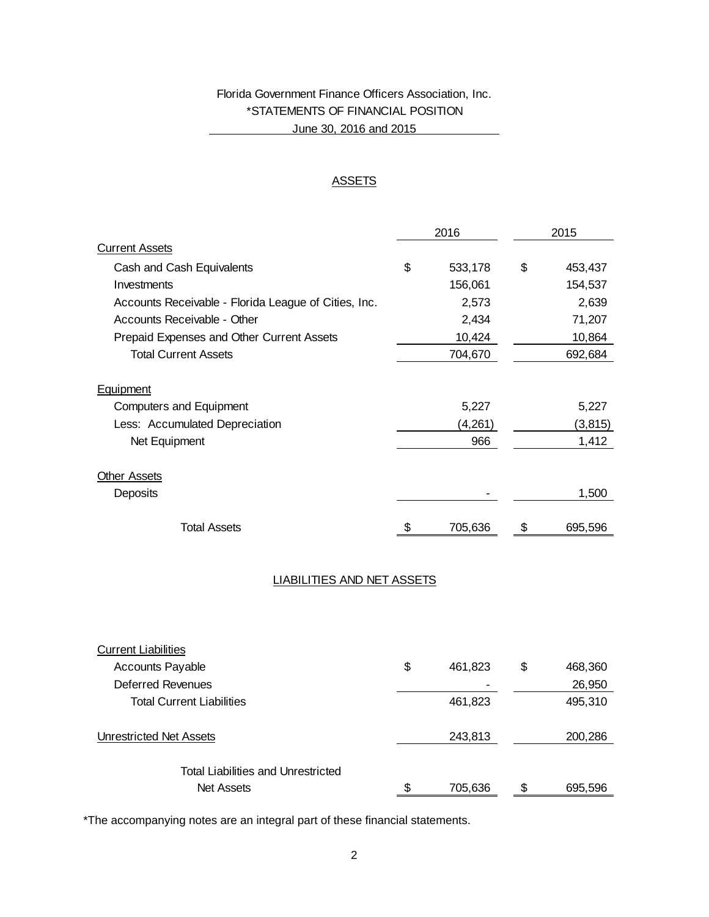Florida Government Finance Officers Association, Inc.

*STATEMENTS OF FINANCIAL POSITION

June 30, 2016 and 2015

## ASSETS

| | 2016 | 2015 |
|---|---|---|
| **Current Assets** | | |
| Cash and Cash Equivalents | $ 533,178 | $ 453,437 |
| Investments | 156,061 | 154,537 |
| Accounts Receivable - Florida League of Cities, Inc. | 2,573 | 2,639 |
| Accounts Receivable - Other | 2,434 | 71,207 |
| Prepaid Expenses and Other Current Assets | 10,424 | 10,864 |
| Total Current Assets | 704,670 | 692,684 |
| **Equipment** | | |
| Computers and Equipment | 5,227 | 5,227 |
| Less: Accumulated Depreciation | (4,261) | (3,815) |
| Net Equipment | 966 | 1,412 |
| **Other Assets** | | |
| Deposits | - | 1,500 |
| Total Assets | $ 705,636 | $ 695,596 |

## LIABILITIES AND NET ASSETS

| | 2016 | 2015 |
|---|---|---|
| **Current Liabilities** | | |
| Accounts Payable | $ 461,823 | $ 468,360 |
| Deferred Revenues | - | 26,950 |
| Total Current Liabilities | 461,823 | 495,310 |
| **Unrestricted Net Assets** | 243,813 | 200,286 |
| Total Liabilities and Unrestricted Net Assets | $ 705,636 | $ 695,596 |

*The accompanying notes are an integral part of these financial statements.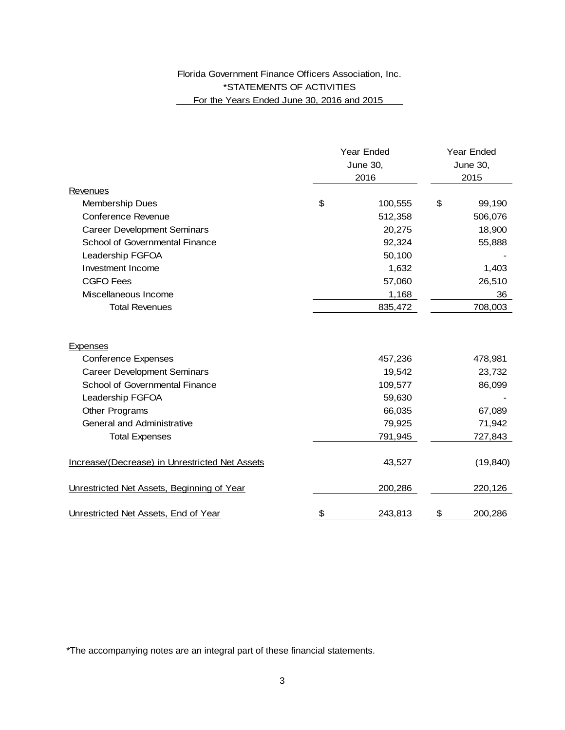Florida Government Finance Officers Association, Inc.

*STATEMENTS OF ACTIVITIES

For the Years Ended June 30, 2016 and 2015

| | Year Ended June 30, 2016 | Year Ended June 30, 2015 |
|---|---|---|
| **Revenues** | | |
| Membership Dues | $ 100,555 | $ 99,190 |
| Conference Revenue | 512,358 | 506,076 |
| Career Development Seminars | 20,275 | 18,900 |
| School of Governmental Finance | 92,324 | 55,888 |
| Leadership FGFOA | 50,100 | - |
| Investment Income | 1,632 | 1,403 |
| CGFO Fees | 57,060 | 26,510 |
| Miscellaneous Income | 1,168 | 36 |
| Total Revenues | 835,472 | 708,003 |
| **Expenses** | | |
| Conference Expenses | 457,236 | 478,981 |
| Career Development Seminars | 19,542 | 23,732 |
| School of Governmental Finance | 109,577 | 86,099 |
| Leadership FGFOA | 59,630 | - |
| Other Programs | 66,035 | 67,089 |
| General and Administrative | 79,925 | 71,942 |
| Total Expenses | 791,945 | 727,843 |
| Increase/(Decrease) in Unrestricted Net Assets | 43,527 | (19,840) |
| Unrestricted Net Assets, Beginning of Year | 200,286 | 220,126 |
| Unrestricted Net Assets, End of Year | $ 243,813 | $ 200,286 |

*The accompanying notes are an integral part of these financial statements.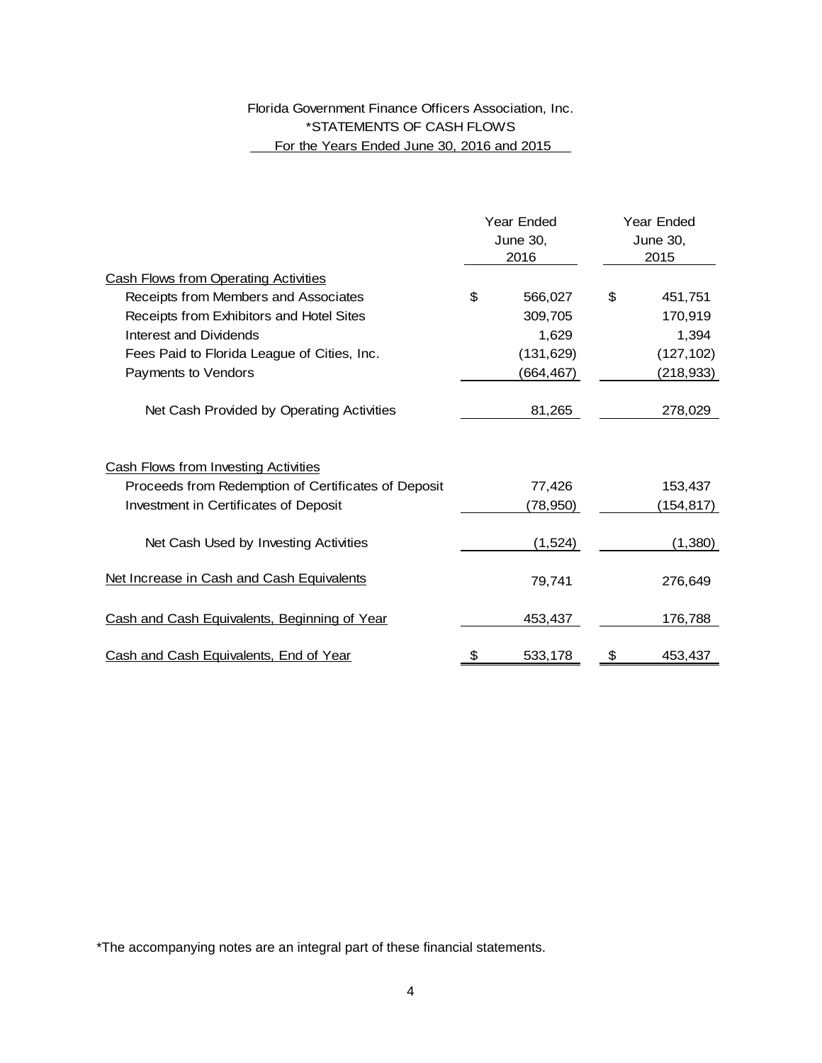Florida Government Finance Officers Association, Inc.

*STATEMENTS OF CASH FLOWS

For the Years Ended June 30, 2016 and 2015

| | Year Ended June 30, 2016 | Year Ended June 30, 2015 |
|---|---|---|
| Cash Flows from Operating Activities | | |
| Receipts from Members and Associates | $ 566,027 | $ 451,751 |
| Receipts from Exhibitors and Hotel Sites | 309,705 | 170,919 |
| Interest and Dividends | 1,629 | 1,394 |
| Fees Paid to Florida League of Cities, Inc. | (131,629) | (127,102) |
| Payments to Vendors | (664,467) | (218,933) |
| Net Cash Provided by Operating Activities | 81,265 | 278,029 |
| Cash Flows from Investing Activities | | |
| Proceeds from Redemption of Certificates of Deposit | 77,426 | 153,437 |
| Investment in Certificates of Deposit | (78,950) | (154,817) |
| Net Cash Used by Investing Activities | (1,524) | (1,380) |
| Net Increase in Cash and Cash Equivalents | 79,741 | 276,649 |
| Cash and Cash Equivalents, Beginning of Year | 453,437 | 176,788 |
| Cash and Cash Equivalents, End of Year | $ 533,178 | $ 453,437 |

*The accompanying notes are an integral part of these financial statements.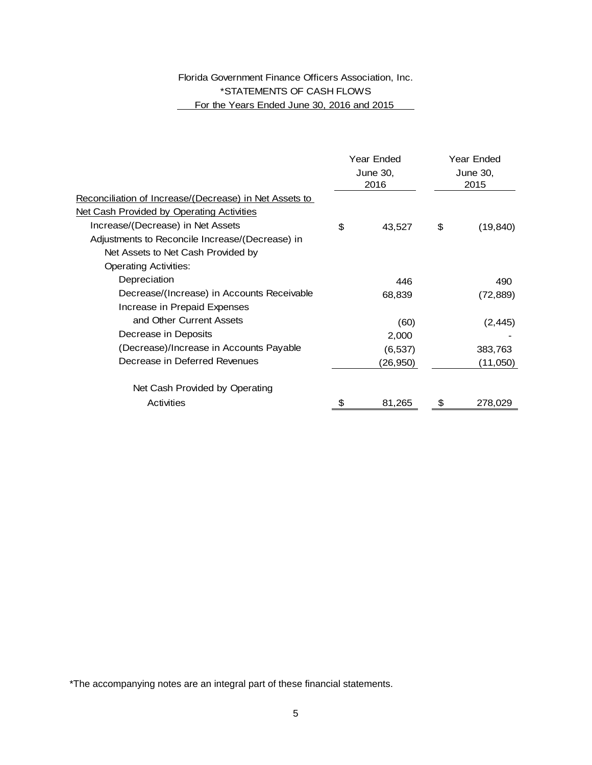# Florida Government Finance Officers Association, Inc.

## *STATEMENTS OF CASH FLOWS

### For the Years Ended June 30, 2016 and 2015

| | Year Ended June 30, 2016 | Year Ended June 30, 2015 |
|---|---|---|
| Reconciliation of Increase/(Decrease) in Net Assets to Net Cash Provided by Operating Activities | | |
| Increase/(Decrease) in Net Assets | $ 43,527 | $ (19,840) |
| Adjustments to Reconcile Increase/(Decrease) in Net Assets to Net Cash Provided by Operating Activities: | | |
| Depreciation | 446 | 490 |
| Decrease/(Increase) in Accounts Receivable | 68,839 | (72,889) |
| Increase in Prepaid Expenses and Other Current Assets | (60) | (2,445) |
| Decrease in Deposits | 2,000 | - |
| (Decrease)/Increase in Accounts Payable | (6,537) | 383,763 |
| Decrease in Deferred Revenues | (26,950) | (11,050) |
| Net Cash Provided by Operating Activities | $ 81,265 | $ 278,029 |

*The accompanying notes are an integral part of these financial statements.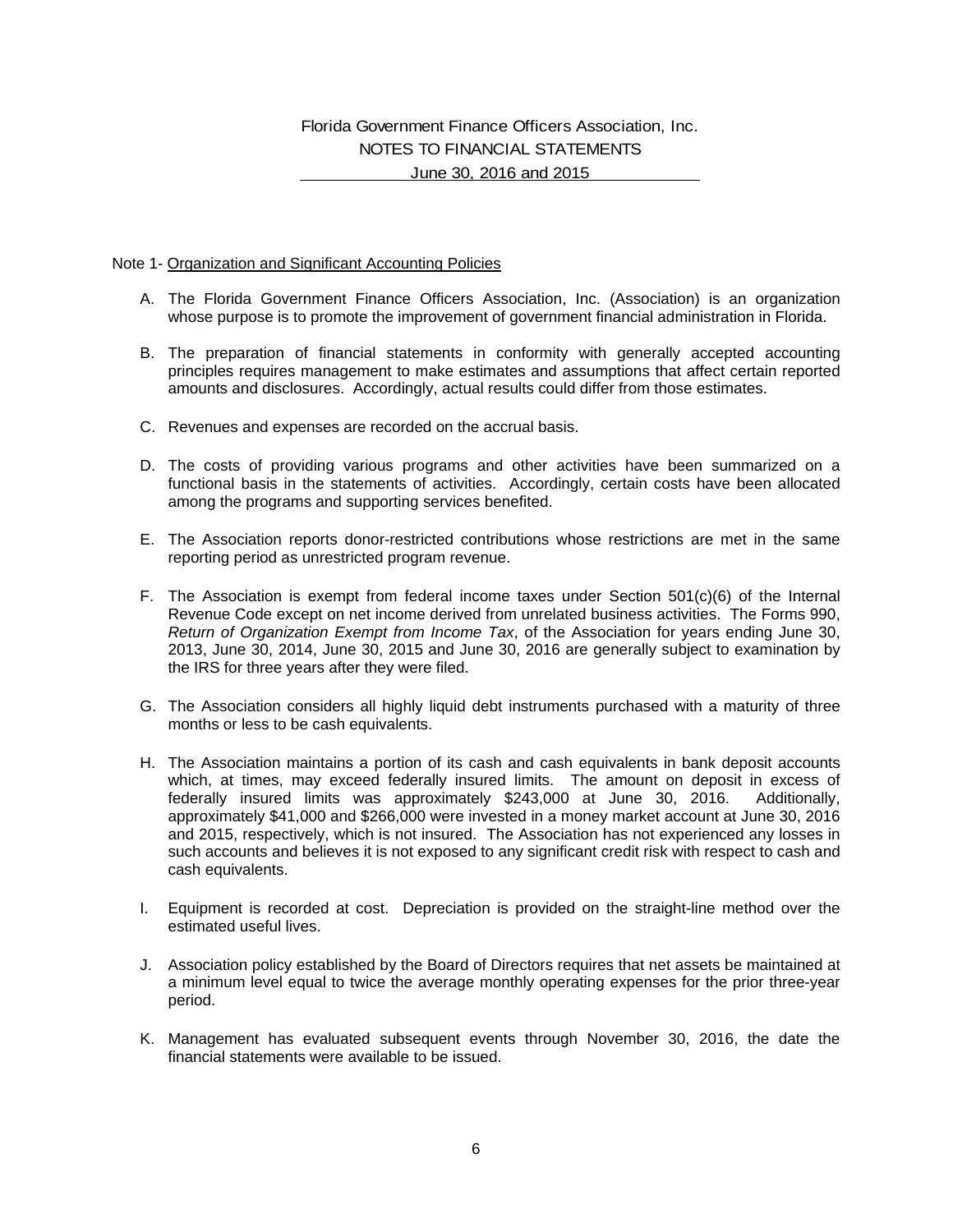# Florida Government Finance Officers Association, Inc.
## NOTES TO FINANCIAL STATEMENTS
### June 30, 2016 and 2015

Note 1- Organization and Significant Accounting Policies

A. The Florida Government Finance Officers Association, Inc. (Association) is an organization whose purpose is to promote the improvement of government financial administration in Florida.

B. The preparation of financial statements in conformity with generally accepted accounting principles requires management to make estimates and assumptions that affect certain reported amounts and disclosures. Accordingly, actual results could differ from those estimates.

C. Revenues and expenses are recorded on the accrual basis.

D. The costs of providing various programs and other activities have been summarized on a functional basis in the statements of activities. Accordingly, certain costs have been allocated among the programs and supporting services benefited.

E. The Association reports donor-restricted contributions whose restrictions are met in the same reporting period as unrestricted program revenue.

F. The Association is exempt from federal income taxes under Section 501(c)(6) of the Internal Revenue Code except on net income derived from unrelated business activities. The Forms 990, *Return of Organization Exempt from Income Tax*, of the Association for years ending June 30, 2013, June 30, 2014, June 30, 2015 and June 30, 2016 are generally subject to examination by the IRS for three years after they were filed.

G. The Association considers all highly liquid debt instruments purchased with a maturity of three months or less to be cash equivalents.

H. The Association maintains a portion of its cash and cash equivalents in bank deposit accounts which, at times, may exceed federally insured limits. The amount on deposit in excess of federally insured limits was approximately $243,000 at June 30, 2016. Additionally, approximately $41,000 and $266,000 were invested in a money market account at June 30, 2016 and 2015, respectively, which is not insured. The Association has not experienced any losses in such accounts and believes it is not exposed to any significant credit risk with respect to cash and cash equivalents.

I. Equipment is recorded at cost. Depreciation is provided on the straight-line method over the estimated useful lives.

J. Association policy established by the Board of Directors requires that net assets be maintained at a minimum level equal to twice the average monthly operating expenses for the prior three-year period.

K. Management has evaluated subsequent events through November 30, 2016, the date the financial statements were available to be issued.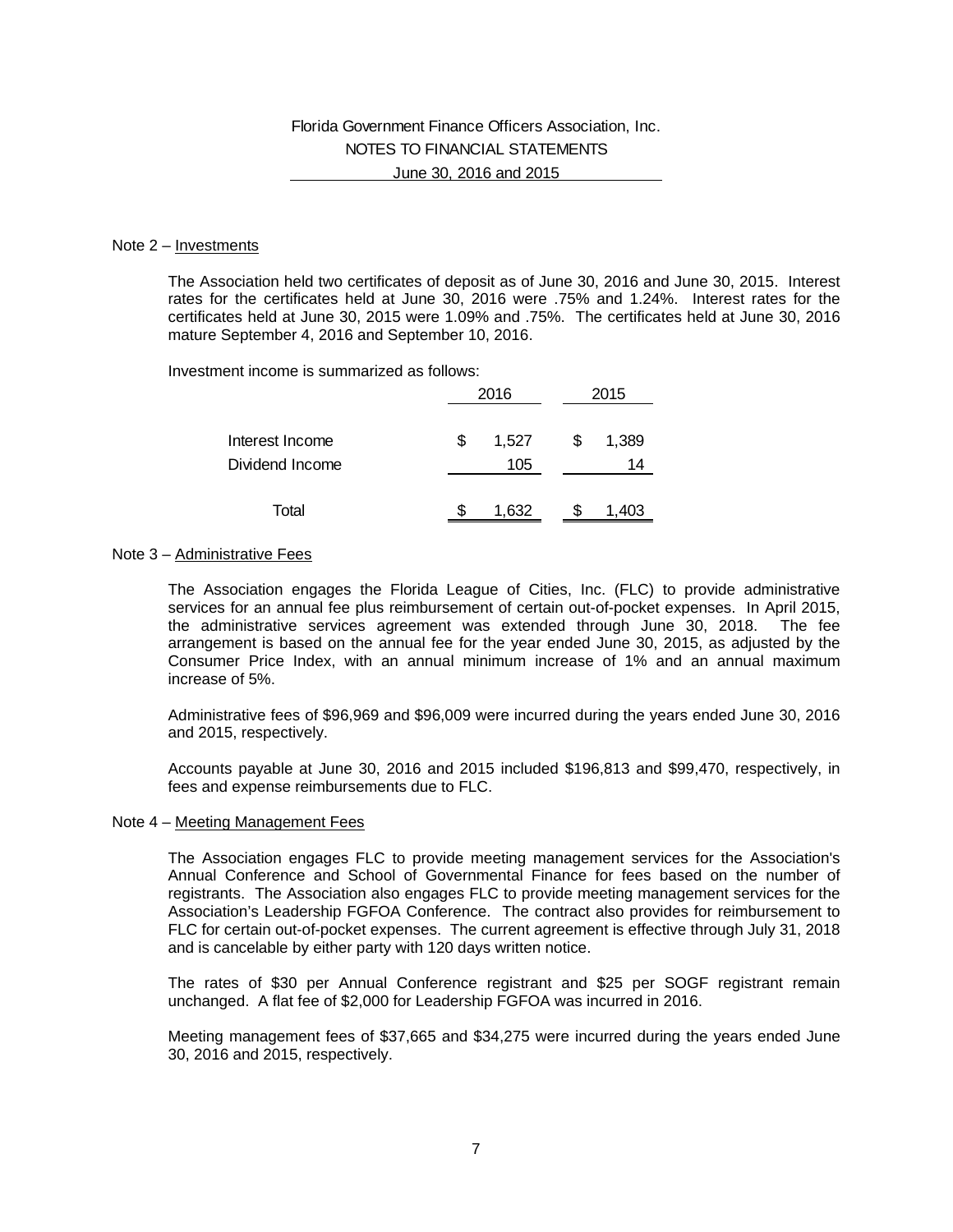Florida Government Finance Officers Association, Inc.
NOTES TO FINANCIAL STATEMENTS
June 30, 2016 and 2015

Note 2 – Investments

The Association held two certificates of deposit as of June 30, 2016 and June 30, 2015. Interest rates for the certificates held at June 30, 2016 were .75% and 1.24%. Interest rates for the certificates held at June 30, 2015 were 1.09% and .75%. The certificates held at June 30, 2016 mature September 4, 2016 and September 10, 2016.

Investment income is summarized as follows:

| | 2016 | 2015 |
|---|---|---|
| Interest Income | $ 1,527 | $ 1,389 |
| Dividend Income | 105 | 14 |
| Total | $ 1,632 | $ 1,403 |

Note 3 – Administrative Fees

The Association engages the Florida League of Cities, Inc. (FLC) to provide administrative services for an annual fee plus reimbursement of certain out-of-pocket expenses. In April 2015, the administrative services agreement was extended through June 30, 2018. The fee arrangement is based on the annual fee for the year ended June 30, 2015, as adjusted by the Consumer Price Index, with an annual minimum increase of 1% and an annual maximum increase of 5%.

Administrative fees of $96,969 and $96,009 were incurred during the years ended June 30, 2016 and 2015, respectively.

Accounts payable at June 30, 2016 and 2015 included $196,813 and $99,470, respectively, in fees and expense reimbursements due to FLC.

Note 4 – Meeting Management Fees

The Association engages FLC to provide meeting management services for the Association's Annual Conference and School of Governmental Finance for fees based on the number of registrants. The Association also engages FLC to provide meeting management services for the Association's Leadership FGFOA Conference. The contract also provides for reimbursement to FLC for certain out-of-pocket expenses. The current agreement is effective through July 31, 2018 and is cancelable by either party with 120 days written notice.

The rates of $30 per Annual Conference registrant and $25 per SOGF registrant remain unchanged. A flat fee of $2,000 for Leadership FGFOA was incurred in 2016.

Meeting management fees of $37,665 and $34,275 were incurred during the years ended June 30, 2016 and 2015, respectively.